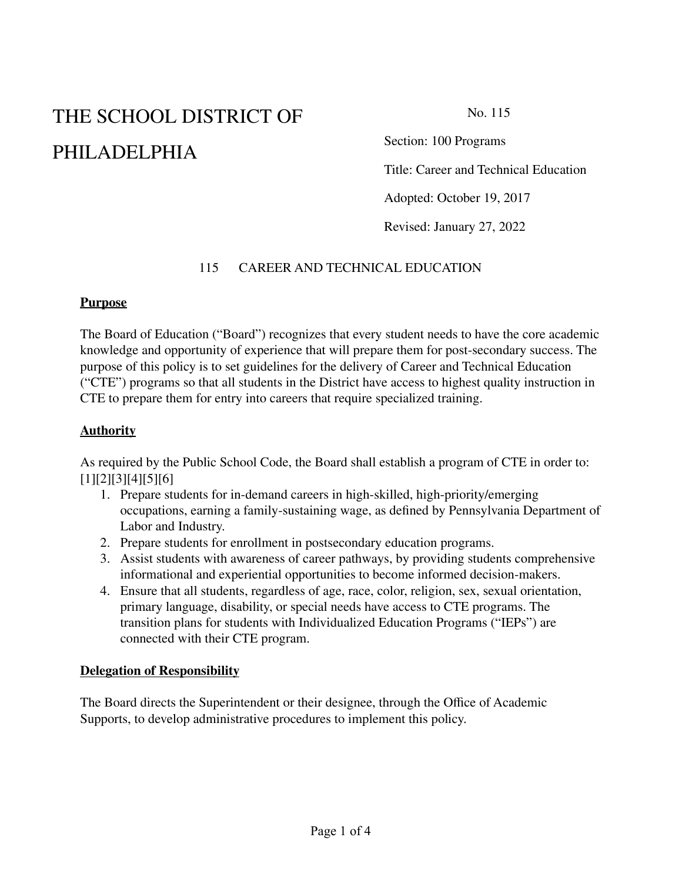# THE SCHOOL DISTRICT OF PHILADELPHIA

No. 115

Section: 100 Programs

Title: Career and Technical Education

Adopted: October 19, 2017

Revised: January 27, 2022

## 115 CAREER AND TECHNICAL EDUCATION

**Purpose**

The Board of Education ("Board") recognizes that every student needs to have the core academic knowledge and opportunity of experience that will prepare them for post-secondary success. The purpose of this policy is to set guidelines for the delivery of Career and Technical Education ("CTE") programs so that all students in the District have access to highest quality instruction in CTE to prepare them for entry into careers that require specialized training.

**Authority**

As required by the Public School Code, the Board shall establish a program of CTE in order to: [1][2][3][4][5][6]

1. Prepare students for in-demand careers in high-skilled, high-priority/emerging occupations, earning a family-sustaining wage, as defined by Pennsylvania Department of Labor and Industry.
2. Prepare students for enrollment in postsecondary education programs.
3. Assist students with awareness of career pathways, by providing students comprehensive informational and experiential opportunities to become informed decision-makers.
4. Ensure that all students, regardless of age, race, color, religion, sex, sexual orientation, primary language, disability, or special needs have access to CTE programs. The transition plans for students with Individualized Education Programs ("IEPs") are connected with their CTE program.

**Delegation of Responsibility**

The Board directs the Superintendent or their designee, through the Office of Academic Supports, to develop administrative procedures to implement this policy.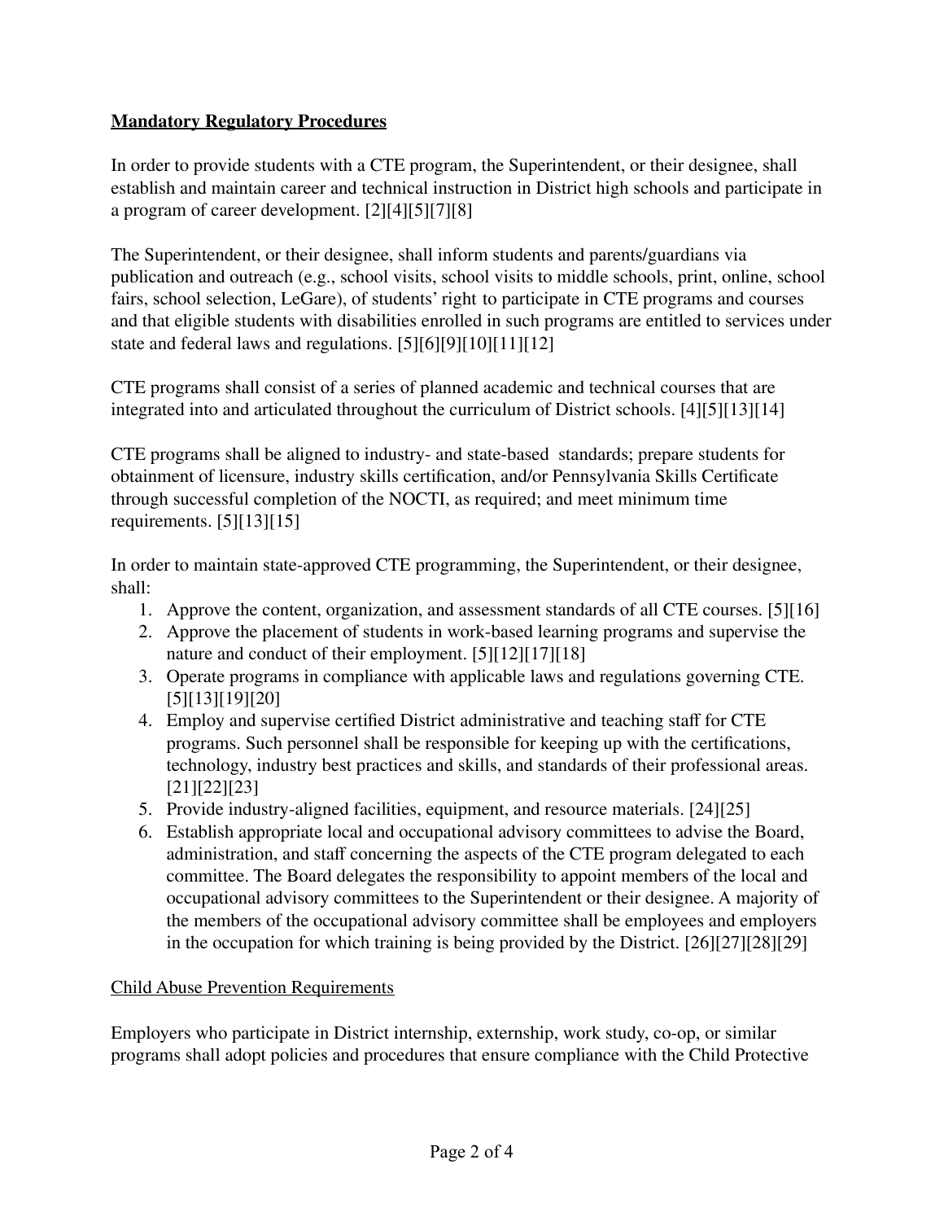**Mandatory Regulatory Procedures**

In order to provide students with a CTE program, the Superintendent, or their designee, shall establish and maintain career and technical instruction in District high schools and participate in a program of career development. [2][4][5][7][8]

The Superintendent, or their designee, shall inform students and parents/guardians via publication and outreach (e.g., school visits, school visits to middle schools, print, online, school fairs, school selection, LeGare), of students' right to participate in CTE programs and courses and that eligible students with disabilities enrolled in such programs are entitled to services under state and federal laws and regulations. [5][6][9][10][11][12]

CTE programs shall consist of a series of planned academic and technical courses that are integrated into and articulated throughout the curriculum of District schools. [4][5][13][14]

CTE programs shall be aligned to industry- and state-based standards; prepare students for obtainment of licensure, industry skills certification, and/or Pennsylvania Skills Certificate through successful completion of the NOCTI, as required; and meet minimum time requirements. [5][13][15]

In order to maintain state-approved CTE programming, the Superintendent, or their designee, shall:

1. Approve the content, organization, and assessment standards of all CTE courses. [5][16]
2. Approve the placement of students in work-based learning programs and supervise the nature and conduct of their employment. [5][12][17][18]
3. Operate programs in compliance with applicable laws and regulations governing CTE. [5][13][19][20]
4. Employ and supervise certified District administrative and teaching staff for CTE programs. Such personnel shall be responsible for keeping up with the certifications, technology, industry best practices and skills, and standards of their professional areas. [21][22][23]
5. Provide industry-aligned facilities, equipment, and resource materials. [24][25]
6. Establish appropriate local and occupational advisory committees to advise the Board, administration, and staff concerning the aspects of the CTE program delegated to each committee. The Board delegates the responsibility to appoint members of the local and occupational advisory committees to the Superintendent or their designee. A majority of the members of the occupational advisory committee shall be employees and employers in the occupation for which training is being provided by the District. [26][27][28][29]

Child Abuse Prevention Requirements

Employers who participate in District internship, externship, work study, co-op, or similar programs shall adopt policies and procedures that ensure compliance with the Child Protective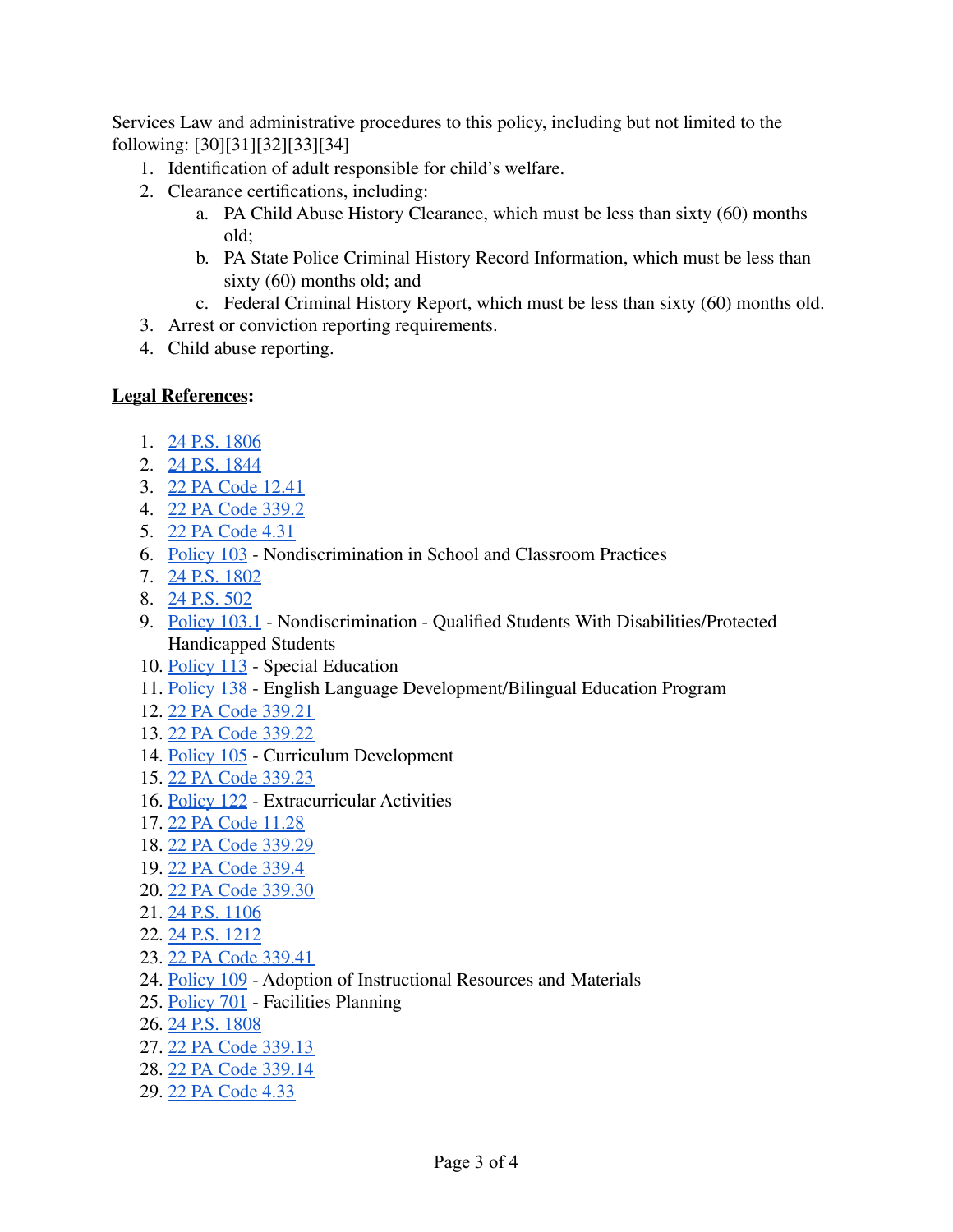Services Law and administrative procedures to this policy, including but not limited to the following: [30][31][32][33][34]

1. Identification of adult responsible for child's welfare.
2. Clearance certifications, including:
   a. PA Child Abuse History Clearance, which must be less than sixty (60) months old;
   b. PA State Police Criminal History Record Information, which must be less than sixty (60) months old; and
   c. Federal Criminal History Report, which must be less than sixty (60) months old.
3. Arrest or conviction reporting requirements.
4. Child abuse reporting.

**Legal References:**

1. 24 P.S. 1806
2. 24 P.S. 1844
3. 22 PA Code 12.41
4. 22 PA Code 339.2
5. 22 PA Code 4.31
6. Policy 103 - Nondiscrimination in School and Classroom Practices
7. 24 P.S. 1802
8. 24 P.S. 502
9. Policy 103.1 - Nondiscrimination - Qualified Students With Disabilities/Protected Handicapped Students
10. Policy 113 - Special Education
11. Policy 138 - English Language Development/Bilingual Education Program
12. 22 PA Code 339.21
13. 22 PA Code 339.22
14. Policy 105 - Curriculum Development
15. 22 PA Code 339.23
16. Policy 122 - Extracurricular Activities
17. 22 PA Code 11.28
18. 22 PA Code 339.29
19. 22 PA Code 339.4
20. 22 PA Code 339.30
21. 24 P.S. 1106
22. 24 P.S. 1212
23. 22 PA Code 339.41
24. Policy 109 - Adoption of Instructional Resources and Materials
25. Policy 701 - Facilities Planning
26. 24 P.S. 1808
27. 22 PA Code 339.13
28. 22 PA Code 339.14
29. 22 PA Code 4.33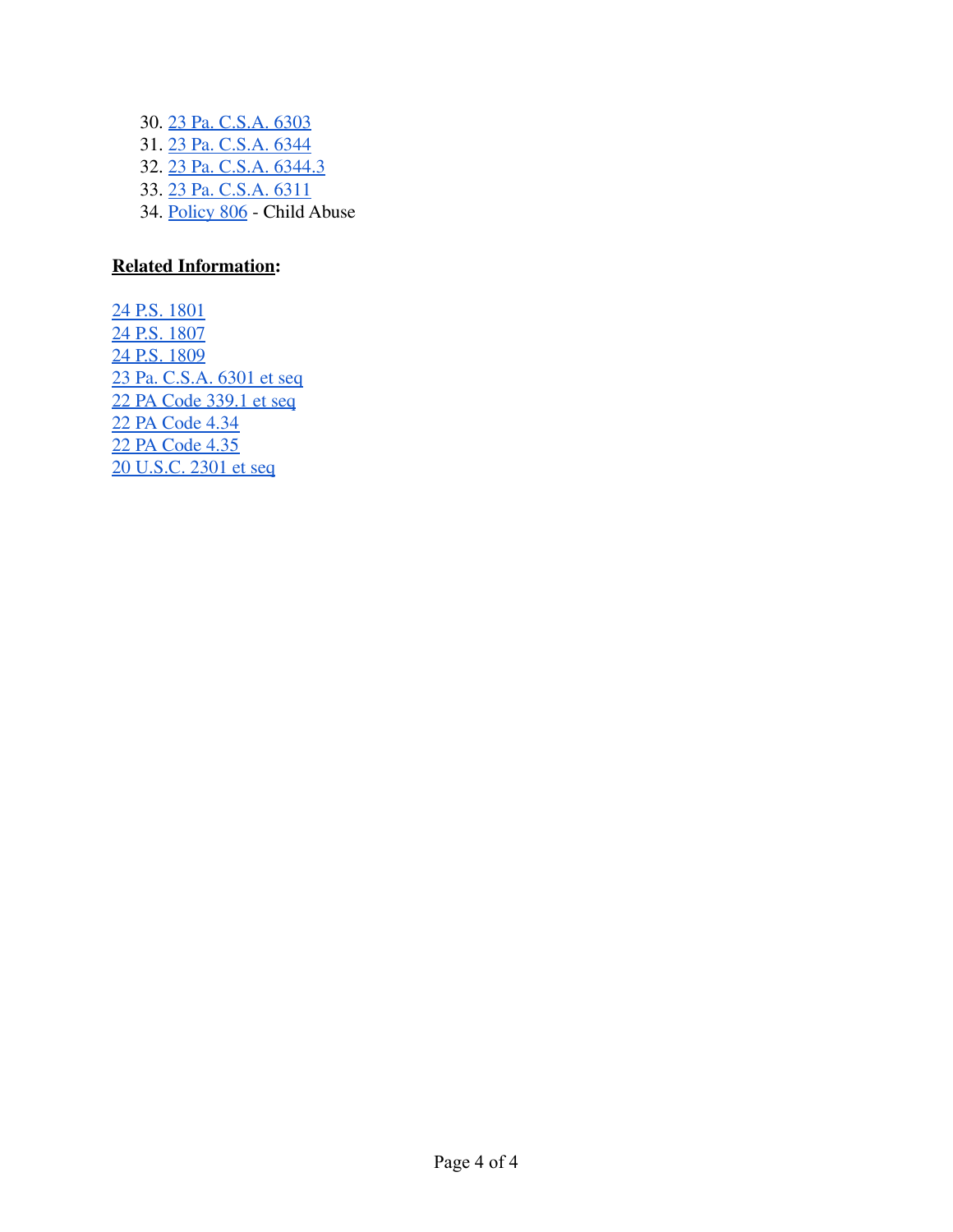30. 23 Pa. C.S.A. 6303
31. 23 Pa. C.S.A. 6344
32. 23 Pa. C.S.A. 6344.3
33. 23 Pa. C.S.A. 6311
34. Policy 806 - Child Abuse

**Related Information**:

24 P.S. 1801
24 P.S. 1807
24 P.S. 1809
23 Pa. C.S.A. 6301 et seq
22 PA Code 339.1 et seq
22 PA Code 4.34
22 PA Code 4.35
20 U.S.C. 2301 et seq